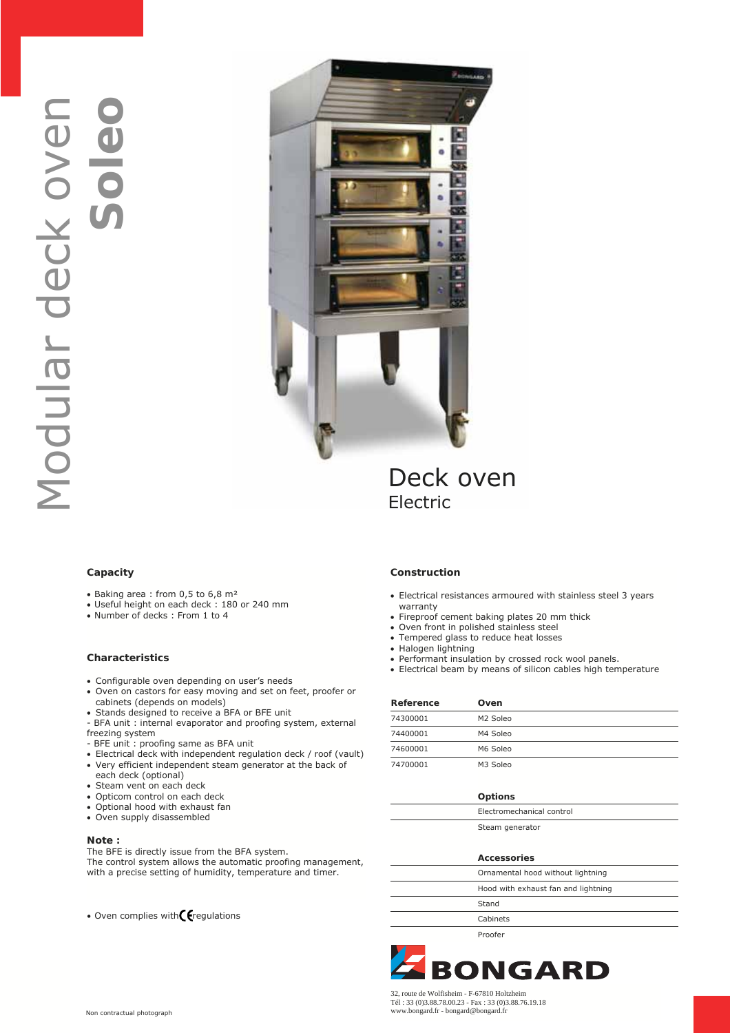# Modular deck oven **Soleo**

## Deck oven
Electric

### Capacity

- Baking area : from 0,5 to 6,8 m²
- Useful height on each deck : 180 or 240 mm
- Number of decks : From 1 to 4

### Characteristics

- Configurable oven depending on user's needs
- Oven on castors for easy moving and set on feet, proofer or cabinets (depends on models)
- Stands designed to receive a BFA or BFE unit

- BFA unit : internal evaporator and proofing system, external freezing system
- BFE unit : proofing same as BFA unit

- Electrical deck with independent regulation deck / roof (vault)
- Very efficient independent steam generator at the back of each deck (optional)
- Steam vent on each deck
- Opticom control on each deck
- Optional hood with exhaust fan
- Oven supply disassembled

**Note :**
The BFE is directly issue from the BFA system.
The control system allows the automatic proofing management, with a precise setting of humidity, temperature and timer.

- Oven complies with CE regulations

### Construction

- Electrical resistances armoured with stainless steel 3 years warranty
- Fireproof cement baking plates 20 mm thick
- Oven front in polished stainless steel
- Tempered glass to reduce heat losses
- Halogen lightning
- Performant insulation by crossed rock wool panels.
- Electrical beam by means of silicon cables high temperature

| Reference | Oven |
|---|---|
| 74300001 | M2 Soleo |
| 74400001 | M4 Soleo |
| 74600001 | M6 Soleo |
| 74700001 | M3 Soleo |

| Options |
|---|
| Electromechanical control |
| Steam generator |

| Accessories |
|---|
| Ornamental hood without lightning |
| Hood with exhaust fan and lightning |
| Stand |
| Cabinets |
| Proofer |

BONGARD

32, route de Wolfisheim - F-67810 Holtzheim
Tél : 33 (0)3.88.78.00.23 - Fax : 33 (0)3.88.76.19.18
www.bongard.fr - bongard@bongard.fr

Non contractual photograph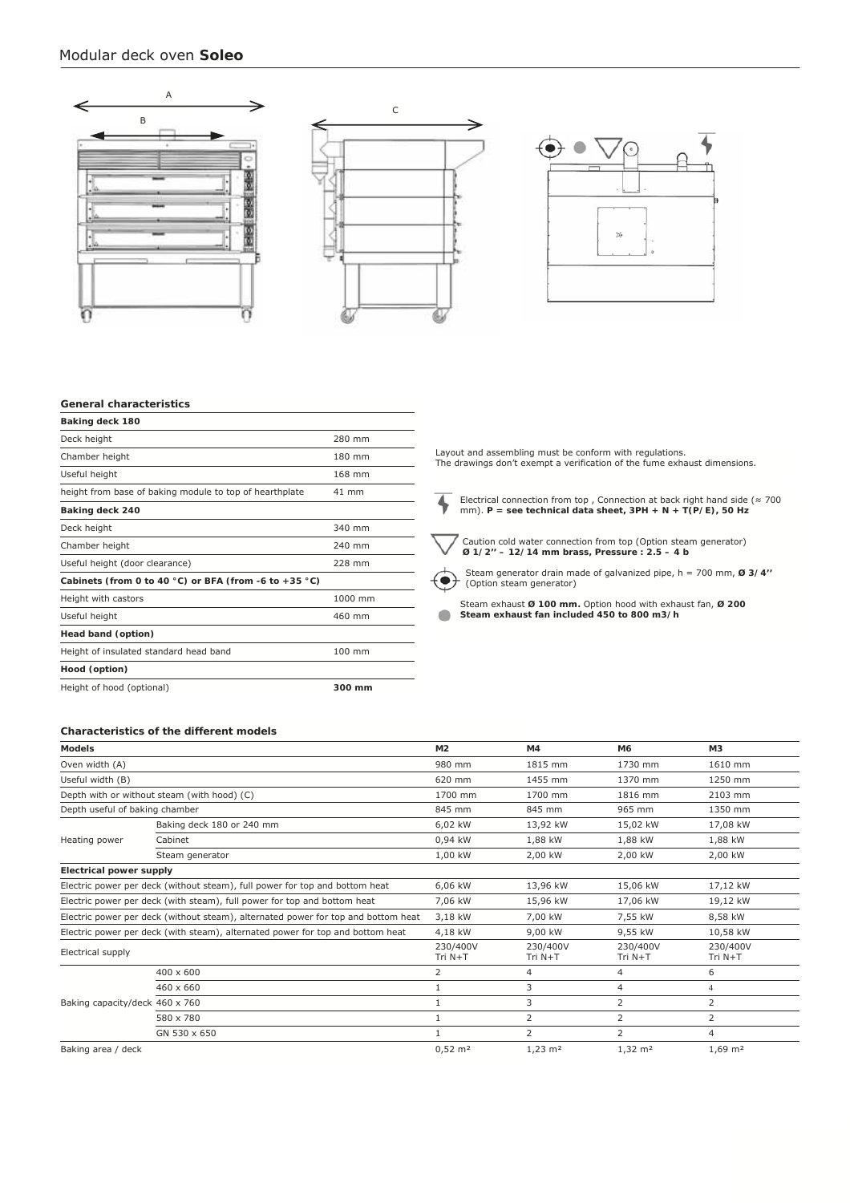# Modular deck oven **Soleo**

A

B

C

### General characteristics

| | |
|---|---|
| **Baking deck 180** | |
| Deck height | 280 mm |
| Chamber height | 180 mm |
| Useful height | 168 mm |
| height from base of baking module to top of hearthplate | 41 mm |
| **Baking deck 240** | |
| Deck height | 340 mm |
| Chamber height | 240 mm |
| Useful height (door clearance) | 228 mm |
| **Cabinets (from 0 to 40 °C) or BFA (from -6 to +35 °C)** | |
| Height with castors | 1000 mm |
| Useful height | 460 mm |
| **Head band (option)** | |
| Height of insulated standard head band | 100 mm |
| **Hood (option)** | |
| Height of hood (optional) | **300 mm** |

Layout and assembling must be conform with regulations.
The drawings don't exempt a verification of the fume exhaust dimensions.

Electrical connection from top , Connection at back right hand side (≈ 700 mm). **P = see technical data sheet, 3PH + N + T(P/E), 50 Hz**

Caution cold water connection from top (Option steam generator)
**Ø 1/2'' – 12/14 mm brass, Pressure : 2.5 – 4 b**

Steam generator drain made of galvanized pipe, h = 700 mm, **Ø 3/4''** (Option steam generator)

Steam exhaust **Ø 100 mm.** Option hood with exhaust fan, **Ø 200**
**Steam exhaust fan included 450 to 800 m3/h**

### Characteristics of the different models

| **Models** | | **M2** | **M4** | **M6** | **M3** |
|---|---|---|---|---|---|
| Oven width (A) | | 980 mm | 1815 mm | 1730 mm | 1610 mm |
| Useful width (B) | | 620 mm | 1455 mm | 1370 mm | 1250 mm |
| Depth with or without steam (with hood) (C) | | 1700 mm | 1700 mm | 1816 mm | 2103 mm |
| Depth useful of baking chamber | | 845 mm | 845 mm | 965 mm | 1350 mm |
| Heating power | Baking deck 180 or 240 mm | 6,02 kW | 13,92 kW | 15,02 kW | 17,08 kW |
| | Cabinet | 0,94 kW | 1,88 kW | 1,88 kW | 1,88 kW |
| | Steam generator | 1,00 kW | 2,00 kW | 2,00 kW | 2,00 kW |
| **Electrical power supply** | | | | | |
| Electric power per deck (without steam), full power for top and bottom heat | | 6,06 kW | 13,96 kW | 15,06 kW | 17,12 kW |
| Electric power per deck (with steam), full power for top and bottom heat | | 7,06 kW | 15,96 kW | 17,06 kW | 19,12 kW |
| Electric power per deck (without steam), alternated power for top and bottom heat | | 3,18 kW | 7,00 kW | 7,55 kW | 8,58 kW |
| Electric power per deck (with steam), alternated power for top and bottom heat | | 4,18 kW | 9,00 kW | 9,55 kW | 10,58 kW |
| Electrical supply | | 230/400V Tri N+T | 230/400V Tri N+T | 230/400V Tri N+T | 230/400V Tri N+T |
| Baking capacity/deck | 400 x 600 | 2 | 4 | 4 | 6 |
| | 460 x 660 | 1 | 3 | 4 | 4 |
| | 460 x 760 | 1 | 3 | 2 | 2 |
| | 580 x 780 | 1 | 2 | 2 | 2 |
| | GN 530 x 650 | 1 | 2 | 2 | 4 |
| Baking area / deck | | 0,52 m² | 1,23 m² | 1,32 m² | 1,69 m² |